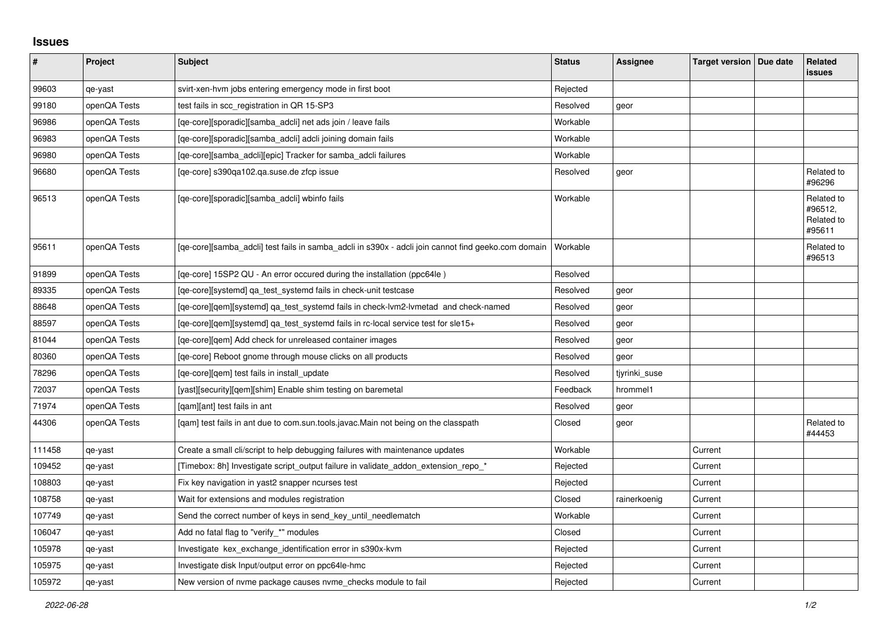## Issues

| # | Project | Subject | Status | Assignee | Target version | Due date | Related issues |
|---|---|---|---|---|---|---|---|
| 99603 | qe-yast | svirt-xen-hvm jobs entering emergency mode in first boot | Rejected | | | | |
| 99180 | openQA Tests | test fails in scc_registration in QR 15-SP3 | Resolved | geor | | | |
| 96986 | openQA Tests | [qe-core][sporadic][samba_adcli] net ads join / leave fails | Workable | | | | |
| 96983 | openQA Tests | [qe-core][sporadic][samba_adcli] adcli joining domain fails | Workable | | | | |
| 96980 | openQA Tests | [qe-core][samba_adcli][epic] Tracker for samba_adcli failures | Workable | | | | |
| 96680 | openQA Tests | [qe-core] s390qa102.qa.suse.de zfcp issue | Resolved | geor | | | Related to #96296 |
| 96513 | openQA Tests | [qe-core][sporadic][samba_adcli] wbinfo fails | Workable | | | | Related to #96512, Related to #95611 |
| 95611 | openQA Tests | [qe-core][samba_adcli] test fails in samba_adcli in s390x - adcli join cannot find geeko.com domain | Workable | | | | Related to #96513 |
| 91899 | openQA Tests | [qe-core] 15SP2 QU - An error occured during the installation (ppc64le ) | Resolved | | | | |
| 89335 | openQA Tests | [qe-core][systemd] qa_test_systemd fails in check-unit testcase | Resolved | geor | | | |
| 88648 | openQA Tests | [qe-core][qem][systemd] qa_test_systemd fails in check-lvm2-lvmetad and check-named | Resolved | geor | | | |
| 88597 | openQA Tests | [qe-core][qem][systemd] qa_test_systemd fails in rc-local service test for sle15+ | Resolved | geor | | | |
| 81044 | openQA Tests | [qe-core][qem] Add check for unreleased container images | Resolved | geor | | | |
| 80360 | openQA Tests | [qe-core] Reboot gnome through mouse clicks on all products | Resolved | geor | | | |
| 78296 | openQA Tests | [qe-core][qem] test fails in install_update | Resolved | tjyrinki_suse | | | |
| 72037 | openQA Tests | [yast][security][qem][shim] Enable shim testing on baremetal | Feedback | hrommel1 | | | |
| 71974 | openQA Tests | [qam][ant] test fails in ant | Resolved | geor | | | |
| 44306 | openQA Tests | [qam] test fails in ant due to com.sun.tools.javac.Main not being on the classpath | Closed | geor | | | Related to #44453 |
| 111458 | qe-yast | Create a small cli/script to help debugging failures with maintenance updates | Workable | | Current | | |
| 109452 | qe-yast | [Timebox: 8h] Investigate script_output failure in validate_addon_extension_repo_* | Rejected | | Current | | |
| 108803 | qe-yast | Fix key navigation in yast2 snapper ncurses test | Rejected | | Current | | |
| 108758 | qe-yast | Wait for extensions and modules registration | Closed | rainerkoenig | Current | | |
| 107749 | qe-yast | Send the correct number of keys in send_key_until_needlematch | Workable | | Current | | |
| 106047 | qe-yast | Add no fatal flag to "verify_*" modules | Closed | | Current | | |
| 105978 | qe-yast | Investigate kex_exchange_identification error in s390x-kvm | Rejected | | Current | | |
| 105975 | qe-yast | Investigate disk Input/output error on ppc64le-hmc | Rejected | | Current | | |
| 105972 | qe-yast | New version of nvme package causes nvme_checks module to fail | Rejected | | Current | | |

*2022-06-28*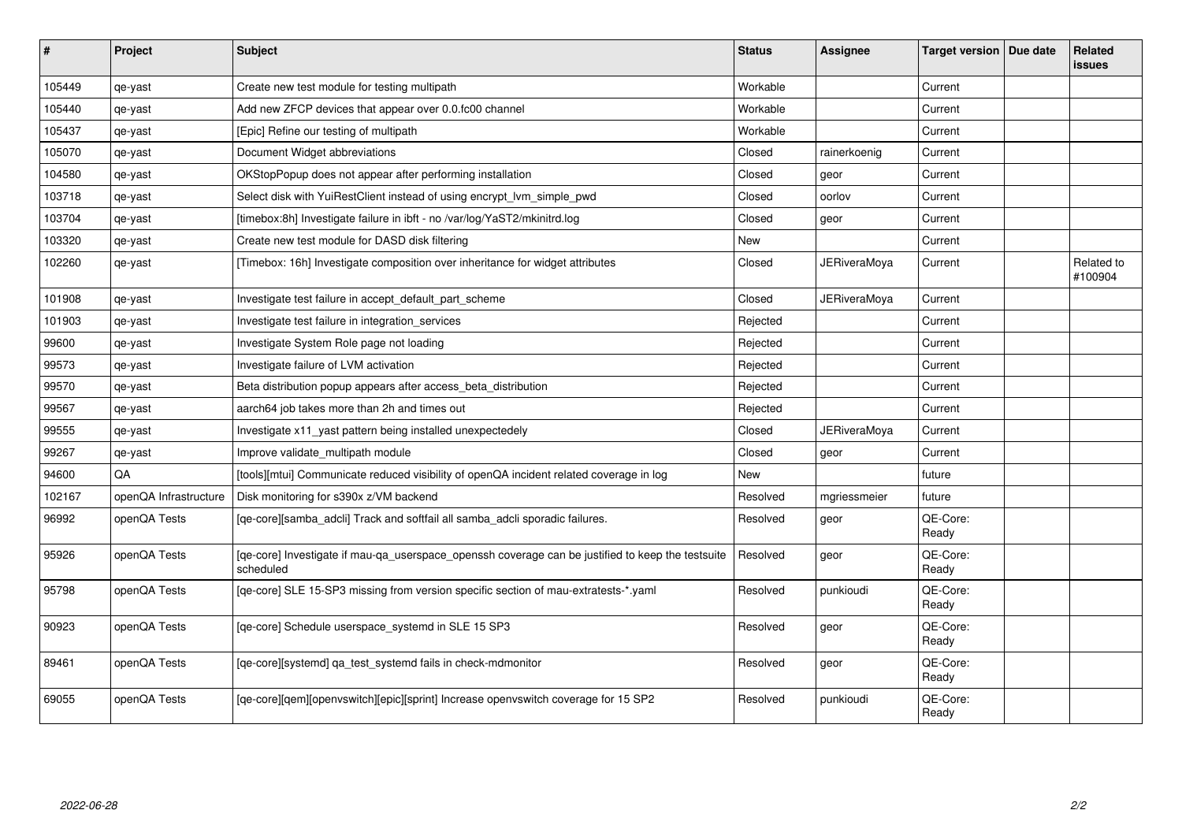| # | Project | Subject | Status | Assignee | Target version | Due date | Related issues |
|---|---|---|---|---|---|---|---|
| 105449 | qe-yast | Create new test module for testing multipath | Workable | | Current | | |
| 105440 | qe-yast | Add new ZFCP devices that appear over 0.0.fc00 channel | Workable | | Current | | |
| 105437 | qe-yast | [Epic] Refine our testing of multipath | Workable | | Current | | |
| 105070 | qe-yast | Document Widget abbreviations | Closed | rainerkoenig | Current | | |
| 104580 | qe-yast | OKStopPopup does not appear after performing installation | Closed | geor | Current | | |
| 103718 | qe-yast | Select disk with YuiRestClient instead of using encrypt_lvm_simple_pwd | Closed | oorlov | Current | | |
| 103704 | qe-yast | [timebox:8h] Investigate failure in ibft - no /var/log/YaST2/mkinitrd.log | Closed | geor | Current | | |
| 103320 | qe-yast | Create new test module for DASD disk filtering | New | | Current | | |
| 102260 | qe-yast | [Timebox: 16h] Investigate composition over inheritance for widget attributes | Closed | JERiveraMoya | Current | | Related to #100904 |
| 101908 | qe-yast | Investigate test failure in accept_default_part_scheme | Closed | JERiveraMoya | Current | | |
| 101903 | qe-yast | Investigate test failure in integration_services | Rejected | | Current | | |
| 99600 | qe-yast | Investigate System Role page not loading | Rejected | | Current | | |
| 99573 | qe-yast | Investigate failure of LVM activation | Rejected | | Current | | |
| 99570 | qe-yast | Beta distribution popup appears after access_beta_distribution | Rejected | | Current | | |
| 99567 | qe-yast | aarch64 job takes more than 2h and times out | Rejected | | Current | | |
| 99555 | qe-yast | Investigate x11_yast pattern being installed unexpectedely | Closed | JERiveraMoya | Current | | |
| 99267 | qe-yast | Improve validate_multipath module | Closed | geor | Current | | |
| 94600 | QA | [tools][mtui] Communicate reduced visibility of openQA incident related coverage in log | New | | future | | |
| 102167 | openQA Infrastructure | Disk monitoring for s390x z/VM backend | Resolved | mgriessmeier | future | | |
| 96992 | openQA Tests | [qe-core][samba_adcli] Track and softfail all samba_adcli sporadic failures. | Resolved | geor | QE-Core: Ready | | |
| 95926 | openQA Tests | [qe-core] Investigate if mau-qa_userspace_openssh coverage can be justified to keep the testsuite scheduled | Resolved | geor | QE-Core: Ready | | |
| 95798 | openQA Tests | [qe-core] SLE 15-SP3 missing from version specific section of mau-extratests-*.yaml | Resolved | punkioudi | QE-Core: Ready | | |
| 90923 | openQA Tests | [qe-core] Schedule userspace_systemd in SLE 15 SP3 | Resolved | geor | QE-Core: Ready | | |
| 89461 | openQA Tests | [qe-core][systemd] qa_test_systemd fails in check-mdmonitor | Resolved | geor | QE-Core: Ready | | |
| 69055 | openQA Tests | [qe-core][qem][openvswitch][epic][sprint] Increase openvswitch coverage for 15 SP2 | Resolved | punkioudi | QE-Core: Ready | | |